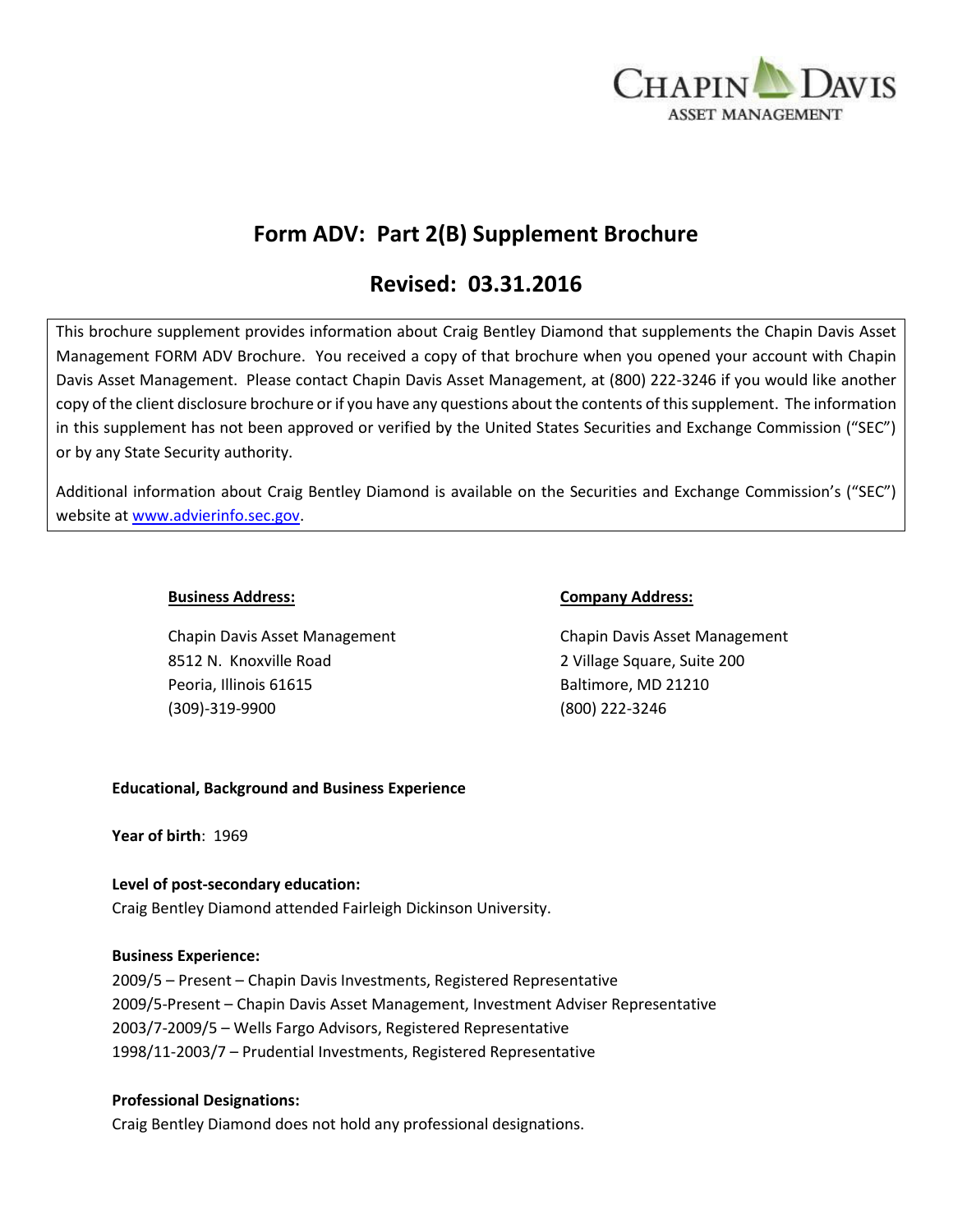CHAPIN DAVIS
ASSET MANAGEMENT

# Form ADV: Part 2(B) Supplement Brochure

## Revised: 03.31.2016

This brochure supplement provides information about Craig Bentley Diamond that supplements the Chapin Davis Asset Management FORM ADV Brochure. You received a copy of that brochure when you opened your account with Chapin Davis Asset Management. Please contact Chapin Davis Asset Management, at (800) 222-3246 if you would like another copy of the client disclosure brochure or if you have any questions about the contents of this supplement. The information in this supplement has not been approved or verified by the United States Securities and Exchange Commission ("SEC") or by any State Security authority.

Additional information about Craig Bentley Diamond is available on the Securities and Exchange Commission's ("SEC") website at www.advierinfo.sec.gov.

**Business Address:**

Chapin Davis Asset Management
8512 N. Knoxville Road
Peoria, Illinois 61615
(309)-319-9900

**Company Address:**

Chapin Davis Asset Management
2 Village Square, Suite 200
Baltimore, MD 21210
(800) 222-3246

**Educational, Background and Business Experience**

**Year of birth**: 1969

**Level of post-secondary education:**
Craig Bentley Diamond attended Fairleigh Dickinson University.

**Business Experience:**
2009/5 – Present – Chapin Davis Investments, Registered Representative
2009/5-Present – Chapin Davis Asset Management, Investment Adviser Representative
2003/7-2009/5 – Wells Fargo Advisors, Registered Representative
1998/11-2003/7 – Prudential Investments, Registered Representative

**Professional Designations:**
Craig Bentley Diamond does not hold any professional designations.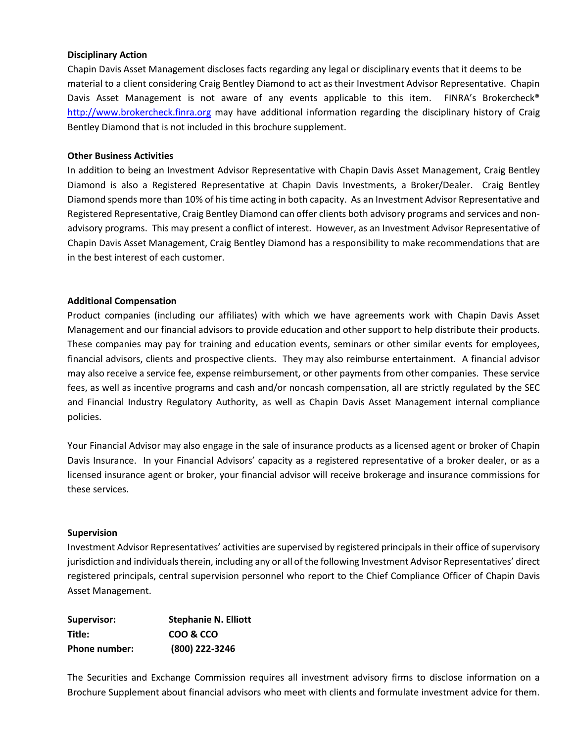**Disciplinary Action**

Chapin Davis Asset Management discloses facts regarding any legal or disciplinary events that it deems to be material to a client considering Craig Bentley Diamond to act as their Investment Advisor Representative. Chapin Davis Asset Management is not aware of any events applicable to this item. FINRA's Brokercheck® http://www.brokercheck.finra.org may have additional information regarding the disciplinary history of Craig Bentley Diamond that is not included in this brochure supplement.

**Other Business Activities**

In addition to being an Investment Advisor Representative with Chapin Davis Asset Management, Craig Bentley Diamond is also a Registered Representative at Chapin Davis Investments, a Broker/Dealer. Craig Bentley Diamond spends more than 10% of his time acting in both capacity. As an Investment Advisor Representative and Registered Representative, Craig Bentley Diamond can offer clients both advisory programs and services and non-advisory programs. This may present a conflict of interest. However, as an Investment Advisor Representative of Chapin Davis Asset Management, Craig Bentley Diamond has a responsibility to make recommendations that are in the best interest of each customer.

**Additional Compensation**

Product companies (including our affiliates) with which we have agreements work with Chapin Davis Asset Management and our financial advisors to provide education and other support to help distribute their products. These companies may pay for training and education events, seminars or other similar events for employees, financial advisors, clients and prospective clients. They may also reimburse entertainment. A financial advisor may also receive a service fee, expense reimbursement, or other payments from other companies. These service fees, as well as incentive programs and cash and/or noncash compensation, all are strictly regulated by the SEC and Financial Industry Regulatory Authority, as well as Chapin Davis Asset Management internal compliance policies.

Your Financial Advisor may also engage in the sale of insurance products as a licensed agent or broker of Chapin Davis Insurance. In your Financial Advisors' capacity as a registered representative of a broker dealer, or as a licensed insurance agent or broker, your financial advisor will receive brokerage and insurance commissions for these services.

**Supervision**

Investment Advisor Representatives' activities are supervised by registered principals in their office of supervisory jurisdiction and individuals therein, including any or all of the following Investment Advisor Representatives' direct registered principals, central supervision personnel who report to the Chief Compliance Officer of Chapin Davis Asset Management.

| **Supervisor:** | **Stephanie N. Elliott** |
|---|---|
| **Title:** | **COO & CCO** |
| **Phone number:** | **(800) 222-3246** |

The Securities and Exchange Commission requires all investment advisory firms to disclose information on a Brochure Supplement about financial advisors who meet with clients and formulate investment advice for them.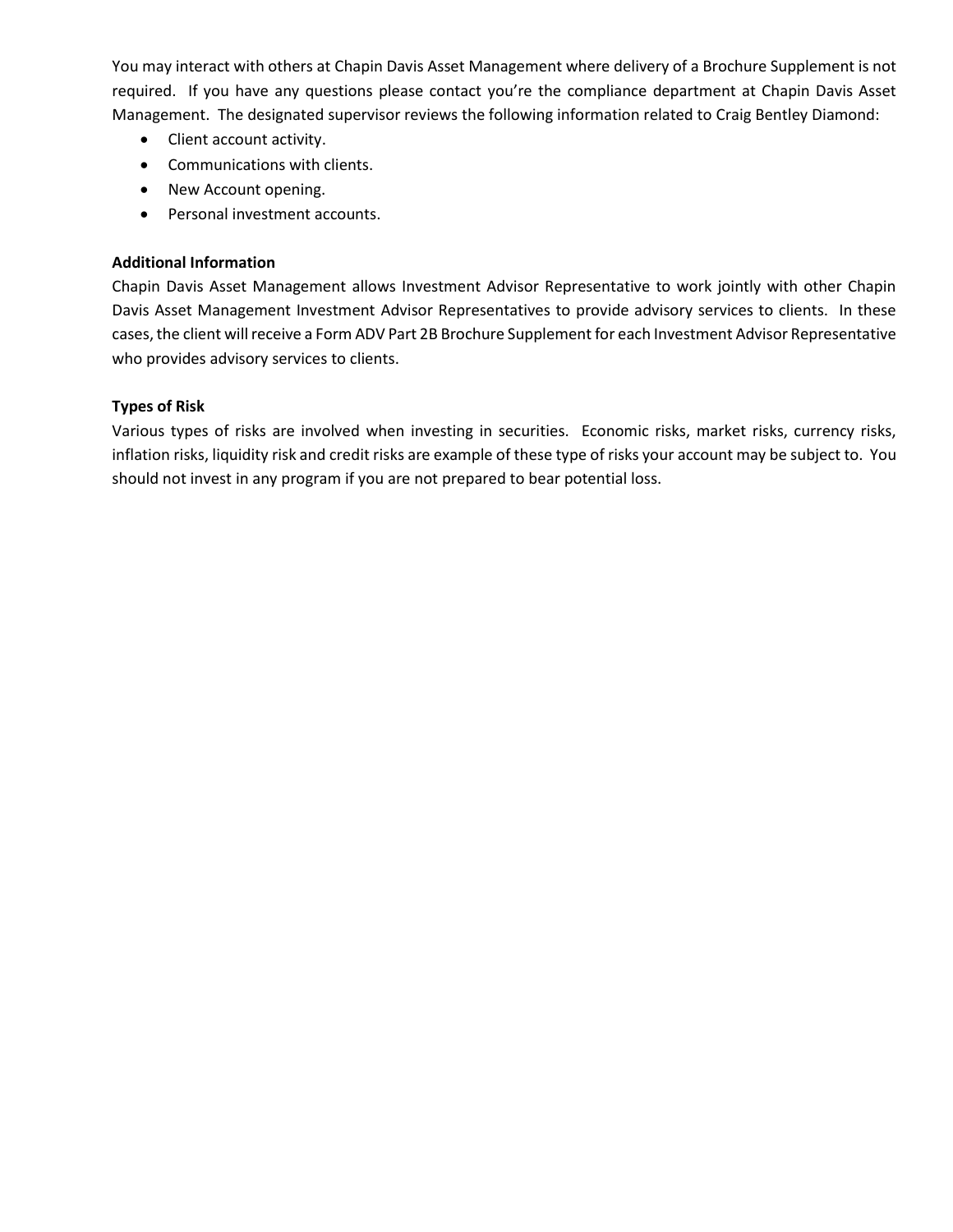You may interact with others at Chapin Davis Asset Management where delivery of a Brochure Supplement is not required. If you have any questions please contact you're the compliance department at Chapin Davis Asset Management. The designated supervisor reviews the following information related to Craig Bentley Diamond:

- Client account activity.
- Communications with clients.
- New Account opening.
- Personal investment accounts.

**Additional Information**

Chapin Davis Asset Management allows Investment Advisor Representative to work jointly with other Chapin Davis Asset Management Investment Advisor Representatives to provide advisory services to clients. In these cases, the client will receive a Form ADV Part 2B Brochure Supplement for each Investment Advisor Representative who provides advisory services to clients.

**Types of Risk**

Various types of risks are involved when investing in securities. Economic risks, market risks, currency risks, inflation risks, liquidity risk and credit risks are example of these type of risks your account may be subject to. You should not invest in any program if you are not prepared to bear potential loss.